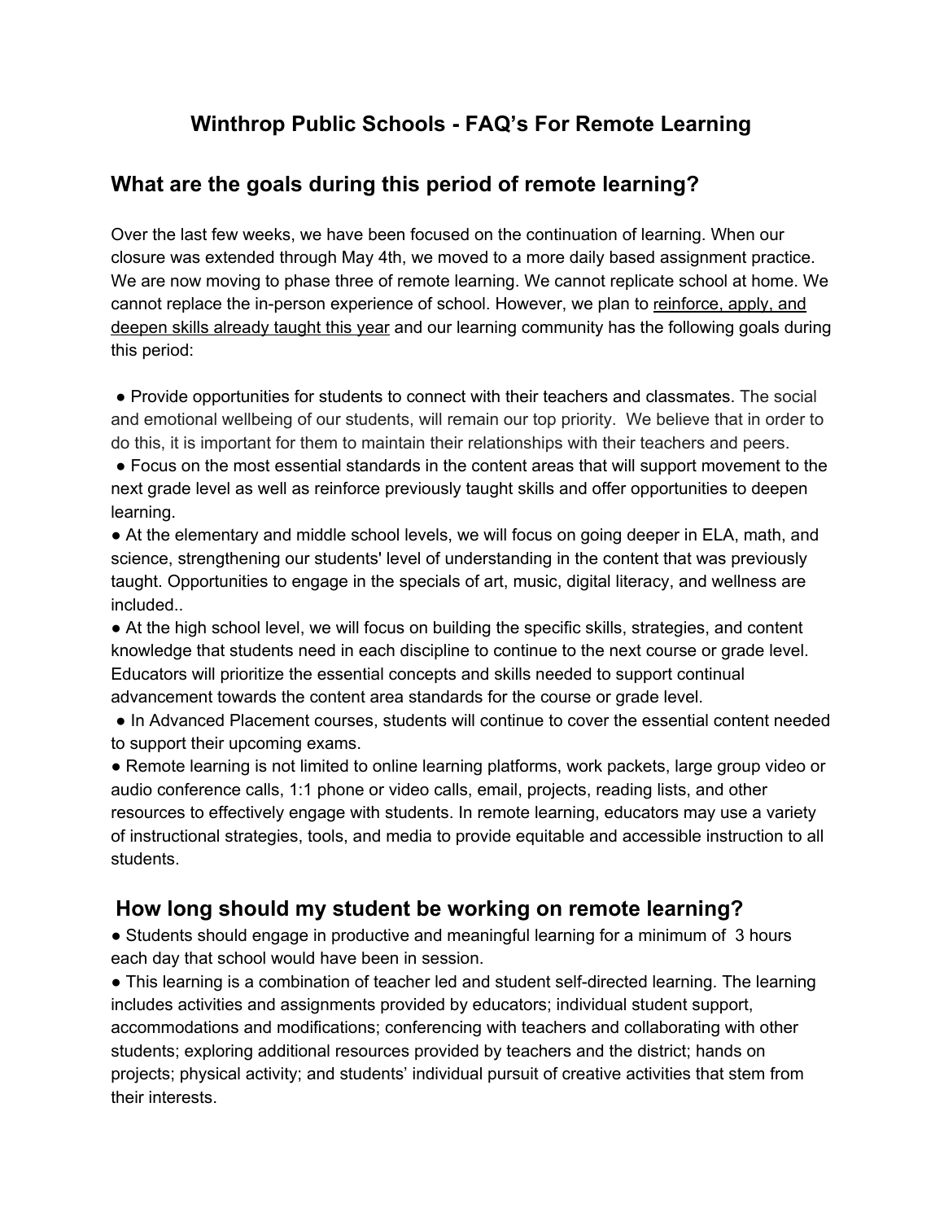# Winthrop Public Schools - FAQ's For Remote Learning

## What are the goals during this period of remote learning?

Over the last few weeks, we have been focused on the continuation of learning. When our closure was extended through May 4th, we moved to a more daily based assignment practice. We are now moving to phase three of remote learning. We cannot replicate school at home. We cannot replace the in-person experience of school. However, we plan to reinforce, apply, and deepen skills already taught this year and our learning community has the following goals during this period:

- Provide opportunities for students to connect with their teachers and classmates. The social and emotional wellbeing of our students, will remain our top priority. We believe that in order to do this, it is important for them to maintain their relationships with their teachers and peers.
- Focus on the most essential standards in the content areas that will support movement to the next grade level as well as reinforce previously taught skills and offer opportunities to deepen learning.
- At the elementary and middle school levels, we will focus on going deeper in ELA, math, and science, strengthening our students' level of understanding in the content that was previously taught. Opportunities to engage in the specials of art, music, digital literacy, and wellness are included..
- At the high school level, we will focus on building the specific skills, strategies, and content knowledge that students need in each discipline to continue to the next course or grade level. Educators will prioritize the essential concepts and skills needed to support continual advancement towards the content area standards for the course or grade level.
- In Advanced Placement courses, students will continue to cover the essential content needed to support their upcoming exams.
- Remote learning is not limited to online learning platforms, work packets, large group video or audio conference calls, 1:1 phone or video calls, email, projects, reading lists, and other resources to effectively engage with students. In remote learning, educators may use a variety of instructional strategies, tools, and media to provide equitable and accessible instruction to all students.

## How long should my student be working on remote learning?

- Students should engage in productive and meaningful learning for a minimum of 3 hours each day that school would have been in session.
- This learning is a combination of teacher led and student self-directed learning. The learning includes activities and assignments provided by educators; individual student support, accommodations and modifications; conferencing with teachers and collaborating with other students; exploring additional resources provided by teachers and the district; hands on projects; physical activity; and students' individual pursuit of creative activities that stem from their interests.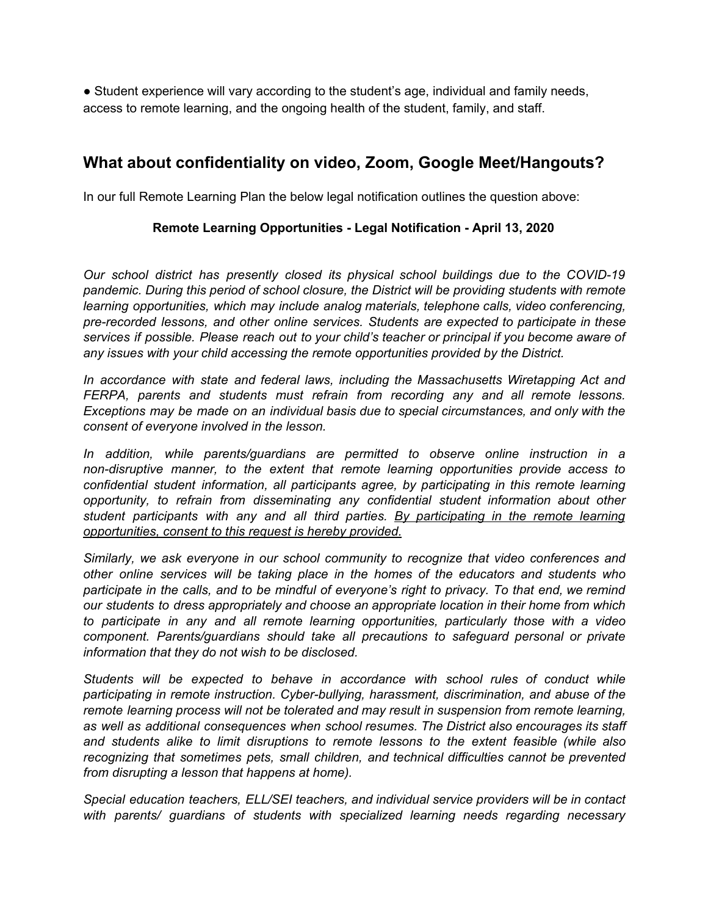- Student experience will vary according to the student's age, individual and family needs, access to remote learning, and the ongoing health of the student, family, and staff.

## What about confidentiality on video, Zoom, Google Meet/Hangouts?

In our full Remote Learning Plan the below legal notification outlines the question above:

**Remote Learning Opportunities - Legal Notification - April 13, 2020**

*Our school district has presently closed its physical school buildings due to the COVID-19 pandemic. During this period of school closure, the District will be providing students with remote learning opportunities, which may include analog materials, telephone calls, video conferencing, pre-recorded lessons, and other online services. Students are expected to participate in these services if possible. Please reach out to your child's teacher or principal if you become aware of any issues with your child accessing the remote opportunities provided by the District.*

*In accordance with state and federal laws, including the Massachusetts Wiretapping Act and FERPA, parents and students must refrain from recording any and all remote lessons. Exceptions may be made on an individual basis due to special circumstances, and only with the consent of everyone involved in the lesson.*

*In addition, while parents/guardians are permitted to observe online instruction in a non-disruptive manner, to the extent that remote learning opportunities provide access to confidential student information, all participants agree, by participating in this remote learning opportunity, to refrain from disseminating any confidential student information about other student participants with any and all third parties. <u>By participating in the remote learning opportunities, consent to this request is hereby provided.</u>*

*Similarly, we ask everyone in our school community to recognize that video conferences and other online services will be taking place in the homes of the educators and students who participate in the calls, and to be mindful of everyone's right to privacy. To that end, we remind our students to dress appropriately and choose an appropriate location in their home from which to participate in any and all remote learning opportunities, particularly those with a video component. Parents/guardians should take all precautions to safeguard personal or private information that they do not wish to be disclosed.*

*Students will be expected to behave in accordance with school rules of conduct while participating in remote instruction. Cyber-bullying, harassment, discrimination, and abuse of the remote learning process will not be tolerated and may result in suspension from remote learning, as well as additional consequences when school resumes. The District also encourages its staff and students alike to limit disruptions to remote lessons to the extent feasible (while also recognizing that sometimes pets, small children, and technical difficulties cannot be prevented from disrupting a lesson that happens at home).*

*Special education teachers, ELL/SEI teachers, and individual service providers will be in contact with parents/ guardians of students with specialized learning needs regarding necessary*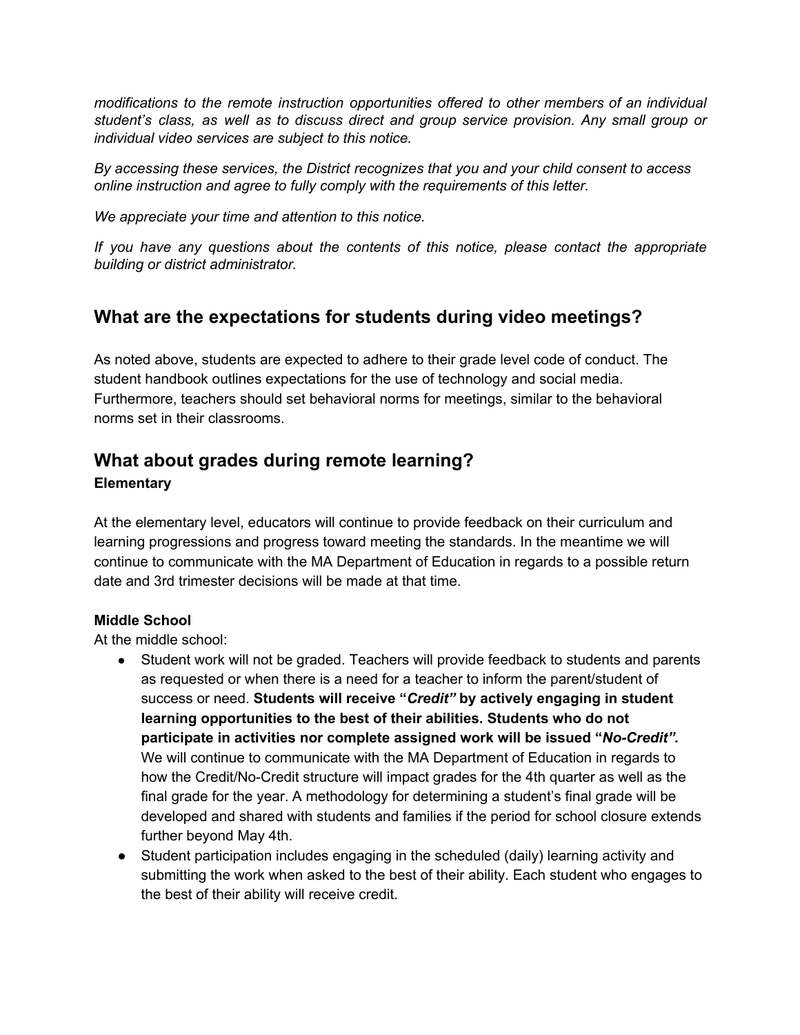*modifications to the remote instruction opportunities offered to other members of an individual student's class, as well as to discuss direct and group service provision. Any small group or individual video services are subject to this notice.*

*By accessing these services, the District recognizes that you and your child consent to access online instruction and agree to fully comply with the requirements of this letter.*

*We appreciate your time and attention to this notice.*

*If you have any questions about the contents of this notice, please contact the appropriate building or district administrator.*

## What are the expectations for students during video meetings?

As noted above, students are expected to adhere to their grade level code of conduct. The student handbook outlines expectations for the use of technology and social media. Furthermore, teachers should set behavioral norms for meetings, similar to the behavioral norms set in their classrooms.

## What about grades during remote learning?

**Elementary**

At the elementary level, educators will continue to provide feedback on their curriculum and learning progressions and progress toward meeting the standards. In the meantime we will continue to communicate with the MA Department of Education in regards to a possible return date and 3rd trimester decisions will be made at that time.

**Middle School**

At the middle school:

- Student work will not be graded. Teachers will provide feedback to students and parents as requested or when there is a need for a teacher to inform the parent/student of success or need. **Students will receive "*Credit"* by actively engaging in student learning opportunities to the best of their abilities. Students who do not participate in activities nor complete assigned work will be issued "*No-Credit".*** We will continue to communicate with the MA Department of Education in regards to how the Credit/No-Credit structure will impact grades for the 4th quarter as well as the final grade for the year. A methodology for determining a student's final grade will be developed and shared with students and families if the period for school closure extends further beyond May 4th.
- Student participation includes engaging in the scheduled (daily) learning activity and submitting the work when asked to the best of their ability. Each student who engages to the best of their ability will receive credit.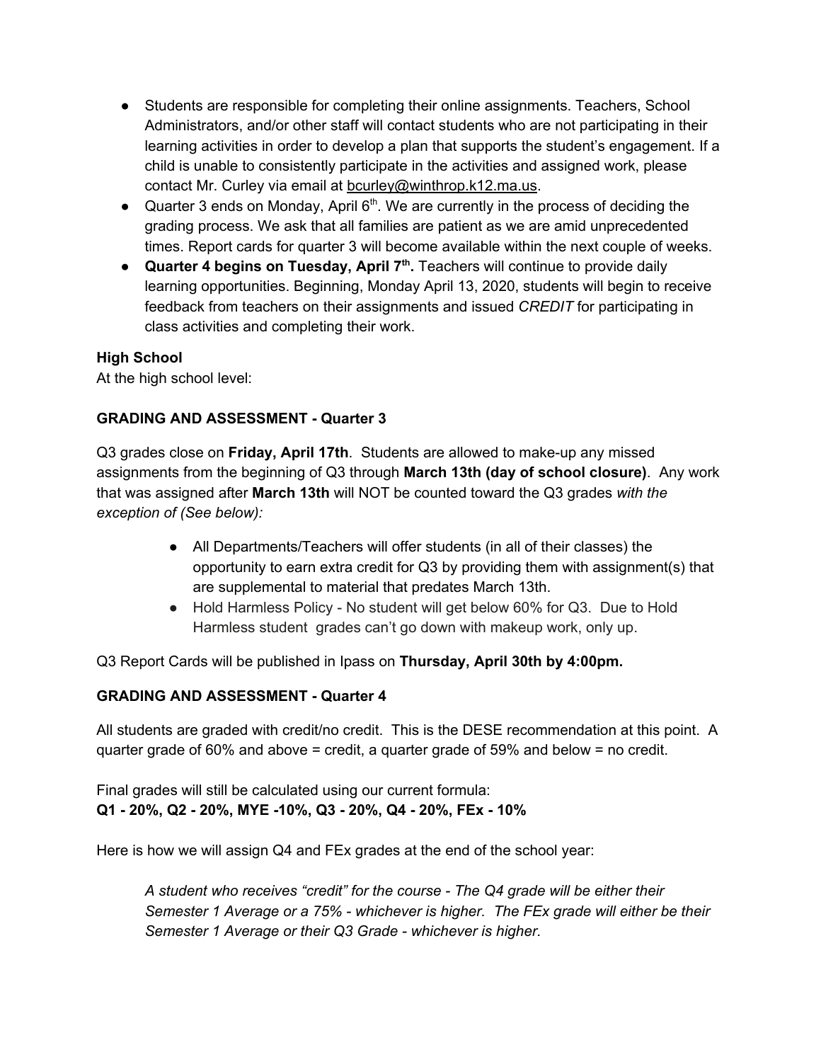- Students are responsible for completing their online assignments. Teachers, School Administrators, and/or other staff will contact students who are not participating in their learning activities in order to develop a plan that supports the student's engagement. If a child is unable to consistently participate in the activities and assigned work, please contact Mr. Curley via email at bcurley@winthrop.k12.ma.us.
- Quarter 3 ends on Monday, April 6th. We are currently in the process of deciding the grading process. We ask that all families are patient as we are amid unprecedented times. Report cards for quarter 3 will become available within the next couple of weeks.
- **Quarter 4 begins on Tuesday, April 7th.** Teachers will continue to provide daily learning opportunities. Beginning, Monday April 13, 2020, students will begin to receive feedback from teachers on their assignments and issued *CREDIT* for participating in class activities and completing their work.

**High School**
At the high school level:

**GRADING AND ASSESSMENT - Quarter 3**

Q3 grades close on **Friday, April 17th**. Students are allowed to make-up any missed assignments from the beginning of Q3 through **March 13th (day of school closure)**. Any work that was assigned after **March 13th** will NOT be counted toward the Q3 grades *with the exception of (See below):*

- All Departments/Teachers will offer students (in all of their classes) the opportunity to earn extra credit for Q3 by providing them with assignment(s) that are supplemental to material that predates March 13th.
- Hold Harmless Policy - No student will get below 60% for Q3. Due to Hold Harmless student grades can't go down with makeup work, only up.

Q3 Report Cards will be published in Ipass on **Thursday, April 30th by 4:00pm.**

**GRADING AND ASSESSMENT - Quarter 4**

All students are graded with credit/no credit. This is the DESE recommendation at this point. A quarter grade of 60% and above = credit, a quarter grade of 59% and below = no credit.

Final grades will still be calculated using our current formula:
**Q1 - 20%, Q2 - 20%, MYE -10%, Q3 - 20%, Q4 - 20%, FEx - 10%**

Here is how we will assign Q4 and FEx grades at the end of the school year:

*A student who receives "credit" for the course - The Q4 grade will be either their Semester 1 Average or a 75% - whichever is higher. The FEx grade will either be their Semester 1 Average or their Q3 Grade - whichever is higher.*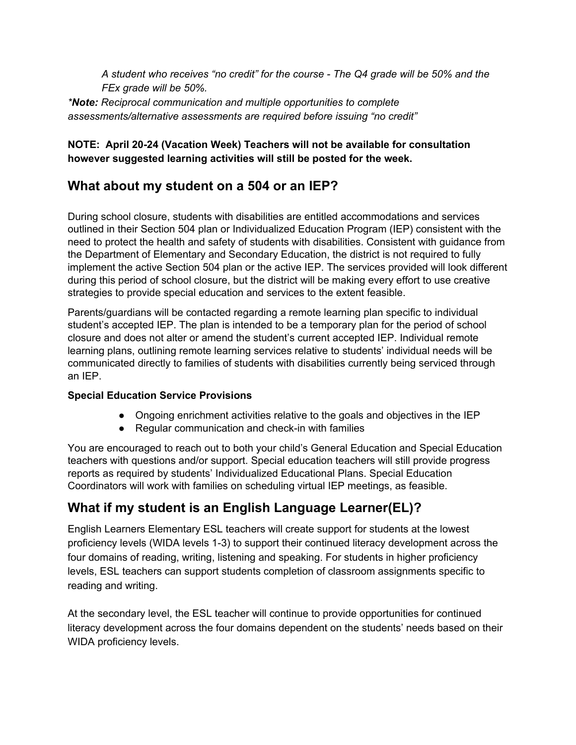*A student who receives "no credit" for the course - The Q4 grade will be 50% and the FEx grade will be 50%.*

***Note:** Reciprocal communication and multiple opportunities to complete assessments/alternative assessments are required before issuing "no credit"*

**NOTE: April 20-24 (Vacation Week) Teachers will not be available for consultation however suggested learning activities will still be posted for the week.**

## What about my student on a 504 or an IEP?

During school closure, students with disabilities are entitled accommodations and services outlined in their Section 504 plan or Individualized Education Program (IEP) consistent with the need to protect the health and safety of students with disabilities. Consistent with guidance from the Department of Elementary and Secondary Education, the district is not required to fully implement the active Section 504 plan or the active IEP. The services provided will look different during this period of school closure, but the district will be making every effort to use creative strategies to provide special education and services to the extent feasible.

Parents/guardians will be contacted regarding a remote learning plan specific to individual student's accepted IEP. The plan is intended to be a temporary plan for the period of school closure and does not alter or amend the student's current accepted IEP. Individual remote learning plans, outlining remote learning services relative to students' individual needs will be communicated directly to families of students with disabilities currently being serviced through an IEP.

**Special Education Service Provisions**

- Ongoing enrichment activities relative to the goals and objectives in the IEP
- Regular communication and check-in with families

You are encouraged to reach out to both your child's General Education and Special Education teachers with questions and/or support. Special education teachers will still provide progress reports as required by students' Individualized Educational Plans. Special Education Coordinators will work with families on scheduling virtual IEP meetings, as feasible.

## What if my student is an English Language Learner(EL)?

English Learners Elementary ESL teachers will create support for students at the lowest proficiency levels (WIDA levels 1-3) to support their continued literacy development across the four domains of reading, writing, listening and speaking. For students in higher proficiency levels, ESL teachers can support students completion of classroom assignments specific to reading and writing.

At the secondary level, the ESL teacher will continue to provide opportunities for continued literacy development across the four domains dependent on the students' needs based on their WIDA proficiency levels.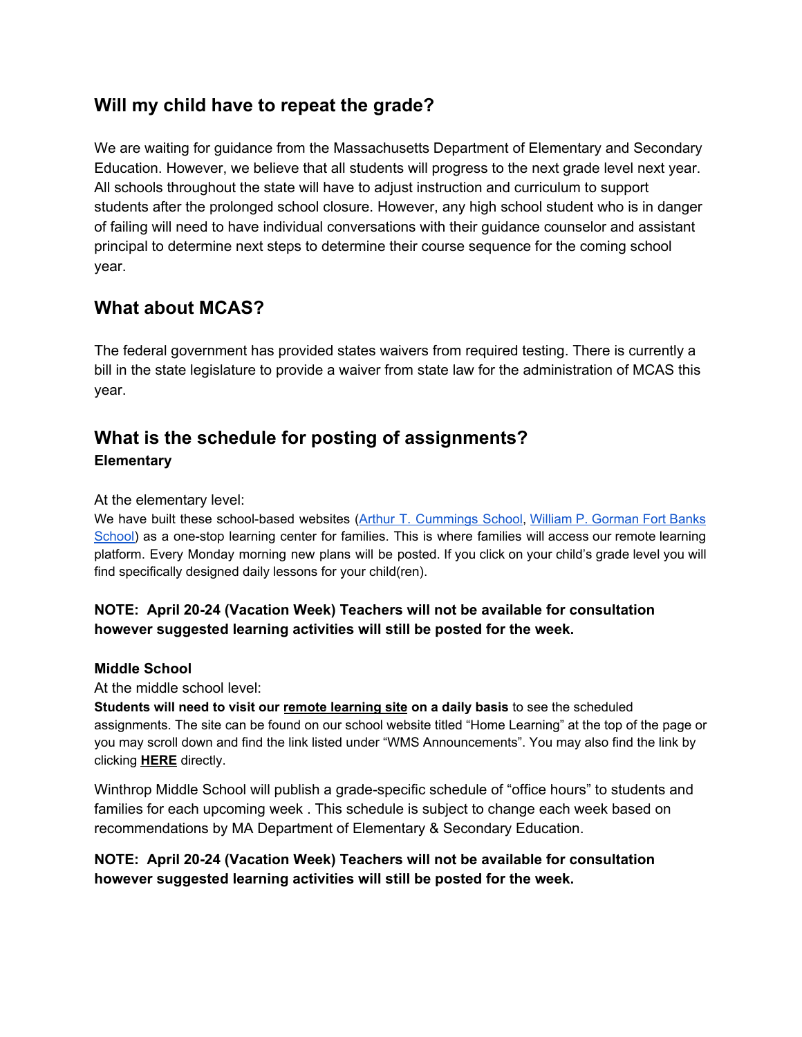## Will my child have to repeat the grade?

We are waiting for guidance from the Massachusetts Department of Elementary and Secondary Education. However, we believe that all students will progress to the next grade level next year. All schools throughout the state will have to adjust instruction and curriculum to support students after the prolonged school closure. However, any high school student who is in danger of failing will need to have individual conversations with their guidance counselor and assistant principal to determine next steps to determine their course sequence for the coming school year.

## What about MCAS?

The federal government has provided states waivers from required testing. There is currently a bill in the state legislature to provide a waiver from state law for the administration of MCAS this year.

## What is the schedule for posting of assignments?

**Elementary**

At the elementary level:

We have built these school-based websites (Arthur T. Cummings School, William P. Gorman Fort Banks School) as a one-stop learning center for families. This is where families will access our remote learning platform. Every Monday morning new plans will be posted. If you click on your child's grade level you will find specifically designed daily lessons for your child(ren).

**NOTE: April 20-24 (Vacation Week) Teachers will not be available for consultation however suggested learning activities will still be posted for the week.**

**Middle School**

At the middle school level:

**Students will need to visit our remote learning site on a daily basis** to see the scheduled assignments. The site can be found on our school website titled "Home Learning" at the top of the page or you may scroll down and find the link listed under "WMS Announcements". You may also find the link by clicking **HERE** directly.

Winthrop Middle School will publish a grade-specific schedule of "office hours" to students and families for each upcoming week . This schedule is subject to change each week based on recommendations by MA Department of Elementary & Secondary Education.

**NOTE: April 20-24 (Vacation Week) Teachers will not be available for consultation however suggested learning activities will still be posted for the week.**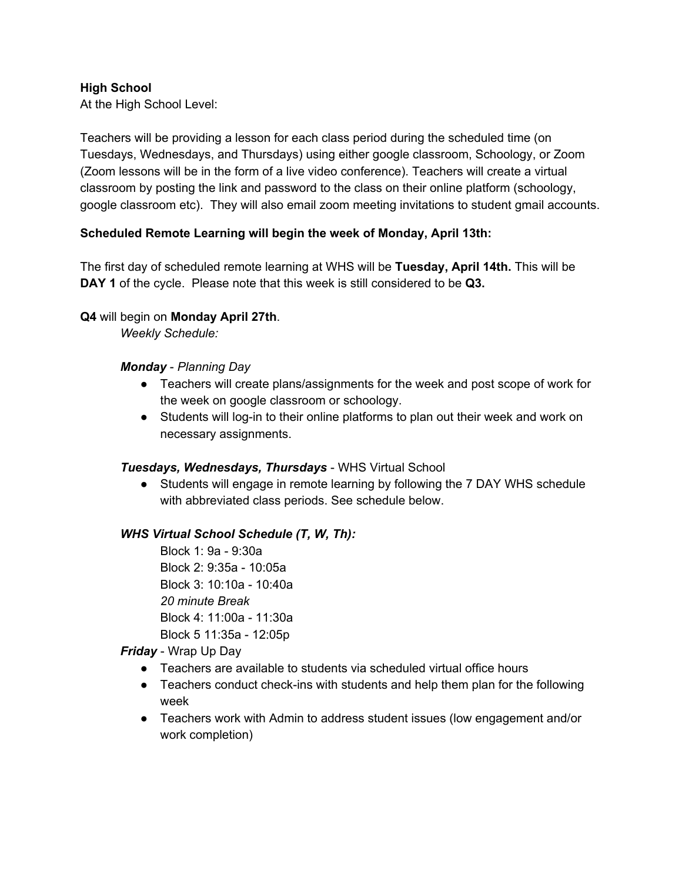**High School**

At the High School Level:

Teachers will be providing a lesson for each class period during the scheduled time (on Tuesdays, Wednesdays, and Thursdays) using either google classroom, Schoology, or Zoom (Zoom lessons will be in the form of a live video conference). Teachers will create a virtual classroom by posting the link and password to the class on their online platform (schoology, google classroom etc). They will also email zoom meeting invitations to student gmail accounts.

**Scheduled Remote Learning will begin the week of Monday, April 13th:**

The first day of scheduled remote learning at WHS will be **Tuesday, April 14th.** This will be **DAY 1** of the cycle. Please note that this week is still considered to be **Q3.**

**Q4** will begin on **Monday April 27th**.

*Weekly Schedule:*

***Monday*** - *Planning Day*

- Teachers will create plans/assignments for the week and post scope of work for the week on google classroom or schoology.
- Students will log-in to their online platforms to plan out their week and work on necessary assignments.

***Tuesdays, Wednesdays, Thursdays*** - WHS Virtual School

- Students will engage in remote learning by following the 7 DAY WHS schedule with abbreviated class periods. See schedule below.

***WHS Virtual School Schedule (T, W, Th):***

Block 1: 9a - 9:30a
Block 2: 9:35a - 10:05a
Block 3: 10:10a - 10:40a
*20 minute Break*
Block 4: 11:00a - 11:30a
Block 5 11:35a - 12:05p

***Friday*** - Wrap Up Day

- Teachers are available to students via scheduled virtual office hours
- Teachers conduct check-ins with students and help them plan for the following week
- Teachers work with Admin to address student issues (low engagement and/or work completion)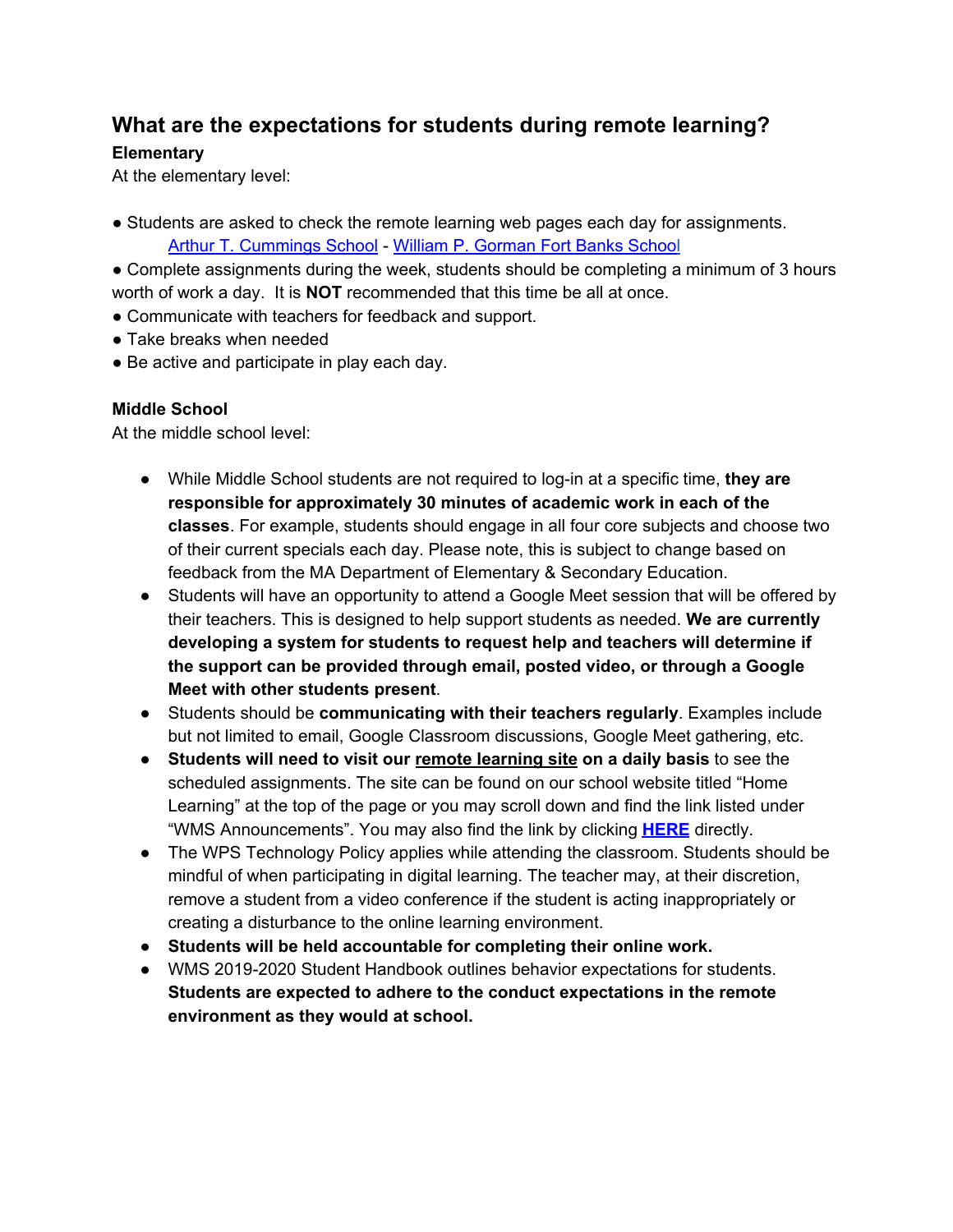## What are the expectations for students during remote learning?

### Elementary

At the elementary level:

- Students are asked to check the remote learning web pages each day for assignments.
  Arthur T. Cummings School - William P. Gorman Fort Banks School
- Complete assignments during the week, students should be completing a minimum of 3 hours worth of work a day. It is **NOT** recommended that this time be all at once.
- Communicate with teachers for feedback and support.
- Take breaks when needed
- Be active and participate in play each day.

### Middle School

At the middle school level:

- While Middle School students are not required to log-in at a specific time, **they are responsible for approximately 30 minutes of academic work in each of the classes**. For example, students should engage in all four core subjects and choose two of their current specials each day. Please note, this is subject to change based on feedback from the MA Department of Elementary & Secondary Education.
- Students will have an opportunity to attend a Google Meet session that will be offered by their teachers. This is designed to help support students as needed. **We are currently developing a system for students to request help and teachers will determine if the support can be provided through email, posted video, or through a Google Meet with other students present**.
- Students should be **communicating with their teachers regularly**. Examples include but not limited to email, Google Classroom discussions, Google Meet gathering, etc.
- **Students will need to visit our remote learning site on a daily basis** to see the scheduled assignments. The site can be found on our school website titled "Home Learning" at the top of the page or you may scroll down and find the link listed under "WMS Announcements". You may also find the link by clicking **HERE** directly.
- The WPS Technology Policy applies while attending the classroom. Students should be mindful of when participating in digital learning. The teacher may, at their discretion, remove a student from a video conference if the student is acting inappropriately or creating a disturbance to the online learning environment.
- **Students will be held accountable for completing their online work.**
- WMS 2019-2020 Student Handbook outlines behavior expectations for students. **Students are expected to adhere to the conduct expectations in the remote environment as they would at school.**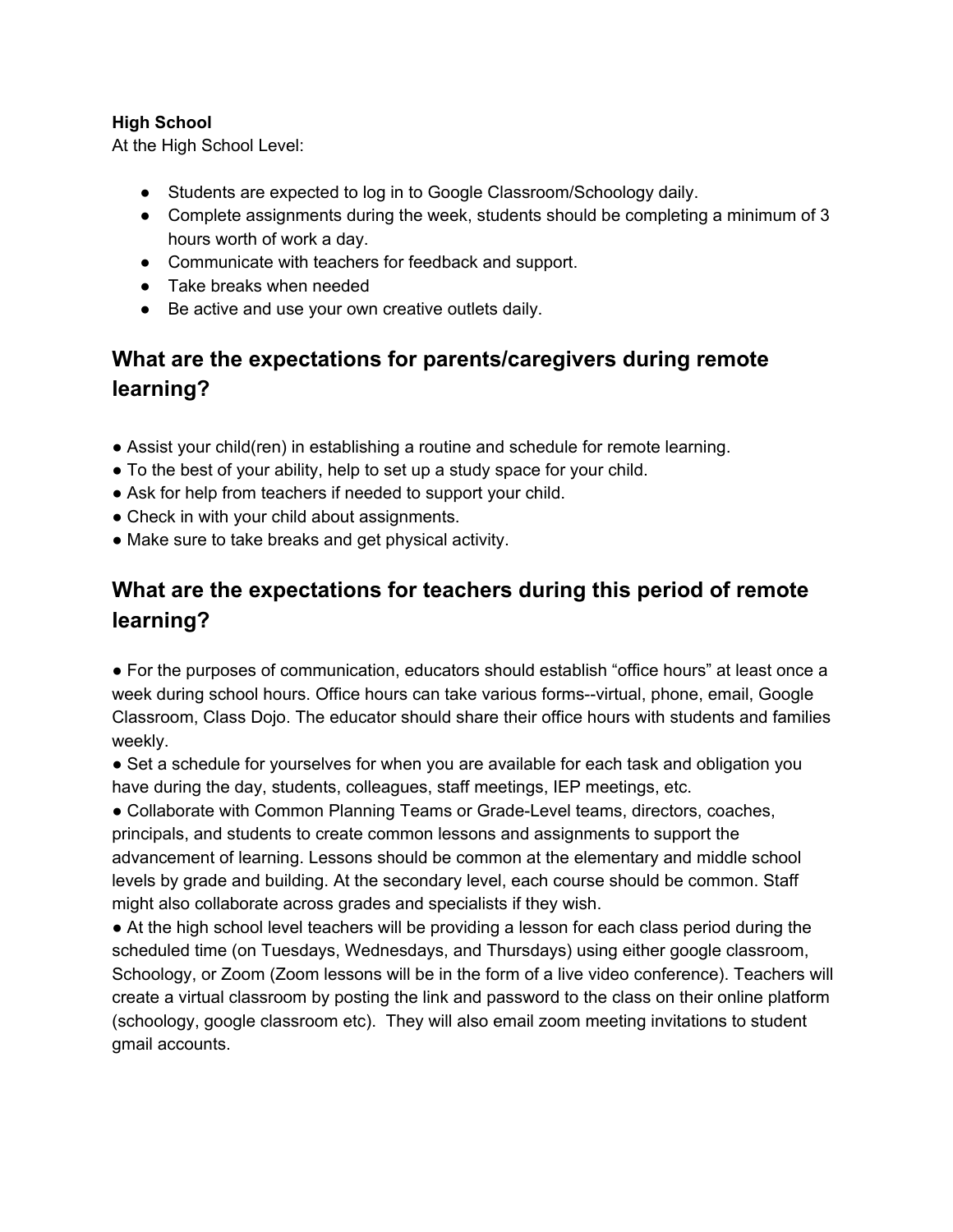**High School**

At the High School Level:

- Students are expected to log in to Google Classroom/Schoology daily.
- Complete assignments during the week, students should be completing a minimum of 3 hours worth of work a day.
- Communicate with teachers for feedback and support.
- Take breaks when needed
- Be active and use your own creative outlets daily.

## What are the expectations for parents/caregivers during remote learning?

- Assist your child(ren) in establishing a routine and schedule for remote learning.
- To the best of your ability, help to set up a study space for your child.
- Ask for help from teachers if needed to support your child.
- Check in with your child about assignments.
- Make sure to take breaks and get physical activity.

## What are the expectations for teachers during this period of remote learning?

- For the purposes of communication, educators should establish "office hours" at least once a week during school hours. Office hours can take various forms--virtual, phone, email, Google Classroom, Class Dojo. The educator should share their office hours with students and families weekly.
- Set a schedule for yourselves for when you are available for each task and obligation you have during the day, students, colleagues, staff meetings, IEP meetings, etc.
- Collaborate with Common Planning Teams or Grade-Level teams, directors, coaches, principals, and students to create common lessons and assignments to support the advancement of learning. Lessons should be common at the elementary and middle school levels by grade and building. At the secondary level, each course should be common. Staff might also collaborate across grades and specialists if they wish.
- At the high school level teachers will be providing a lesson for each class period during the scheduled time (on Tuesdays, Wednesdays, and Thursdays) using either google classroom, Schoology, or Zoom (Zoom lessons will be in the form of a live video conference). Teachers will create a virtual classroom by posting the link and password to the class on their online platform (schoology, google classroom etc). They will also email zoom meeting invitations to student gmail accounts.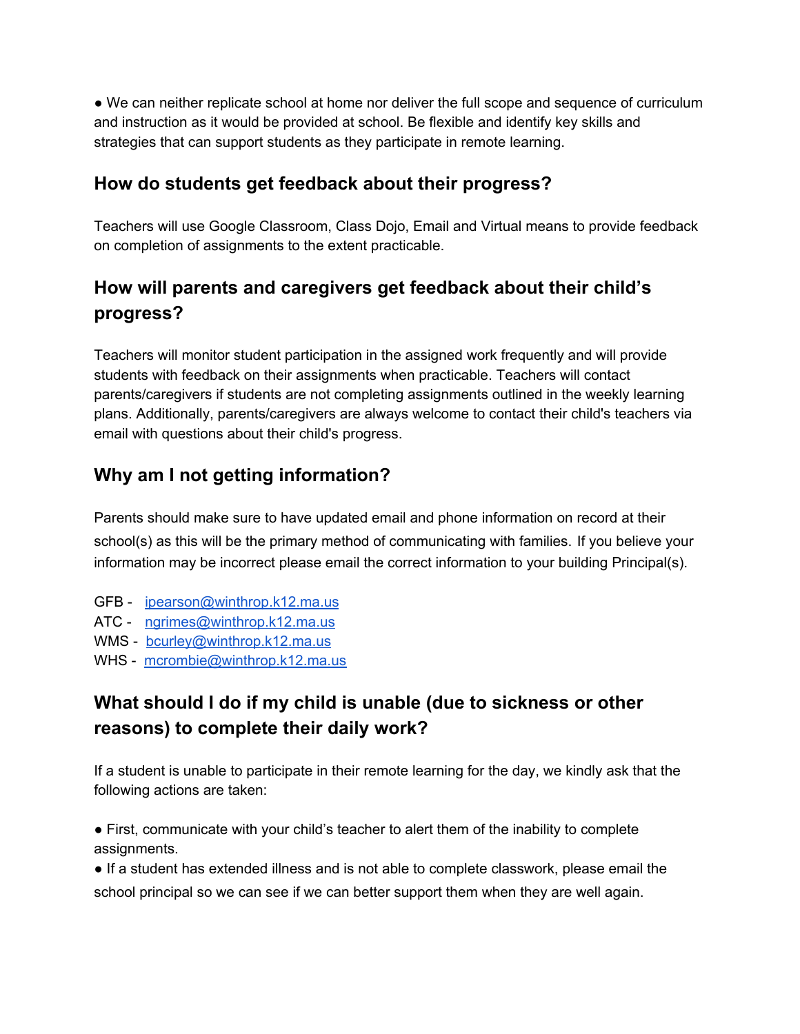- We can neither replicate school at home nor deliver the full scope and sequence of curriculum and instruction as it would be provided at school. Be flexible and identify key skills and strategies that can support students as they participate in remote learning.

## How do students get feedback about their progress?

Teachers will use Google Classroom, Class Dojo, Email and Virtual means to provide feedback on completion of assignments to the extent practicable.

## How will parents and caregivers get feedback about their child's progress?

Teachers will monitor student participation in the assigned work frequently and will provide students with feedback on their assignments when practicable. Teachers will contact parents/caregivers if students are not completing assignments outlined in the weekly learning plans. Additionally, parents/caregivers are always welcome to contact their child's teachers via email with questions about their child's progress.

## Why am I not getting information?

Parents should make sure to have updated email and phone information on record at their school(s) as this will be the primary method of communicating with families. If you believe your information may be incorrect please email the correct information to your building Principal(s).

GFB - ipearson@winthrop.k12.ma.us
ATC - ngrimes@winthrop.k12.ma.us
WMS - bcurley@winthrop.k12.ma.us
WHS - mcrombie@winthrop.k12.ma.us

## What should I do if my child is unable (due to sickness or other reasons) to complete their daily work?

If a student is unable to participate in their remote learning for the day, we kindly ask that the following actions are taken:

- First, communicate with your child's teacher to alert them of the inability to complete assignments.
- If a student has extended illness and is not able to complete classwork, please email the school principal so we can see if we can better support them when they are well again.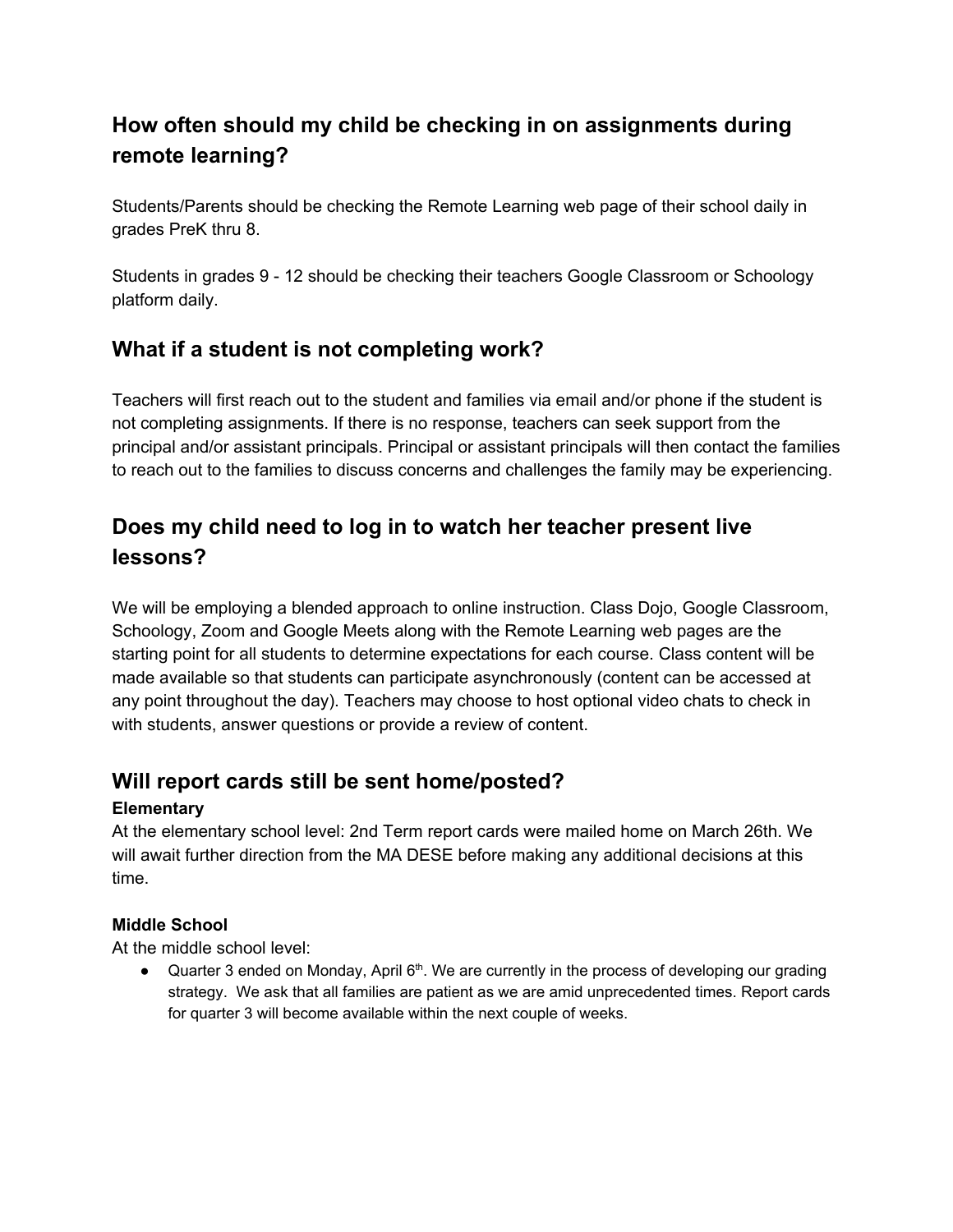## How often should my child be checking in on assignments during remote learning?

Students/Parents should be checking the Remote Learning web page of their school daily in grades PreK thru 8.

Students in grades 9 - 12 should be checking their teachers Google Classroom or Schoology platform daily.

## What if a student is not completing work?

Teachers will first reach out to the student and families via email and/or phone if the student is not completing assignments. If there is no response, teachers can seek support from the principal and/or assistant principals. Principal or assistant principals will then contact the families to reach out to the families to discuss concerns and challenges the family may be experiencing.

## Does my child need to log in to watch her teacher present live lessons?

We will be employing a blended approach to online instruction. Class Dojo, Google Classroom, Schoology, Zoom and Google Meets along with the Remote Learning web pages are the starting point for all students to determine expectations for each course. Class content will be made available so that students can participate asynchronously (content can be accessed at any point throughout the day). Teachers may choose to host optional video chats to check in with students, answer questions or provide a review of content.

## Will report cards still be sent home/posted?

**Elementary**

At the elementary school level: 2nd Term report cards were mailed home on March 26th. We will await further direction from the MA DESE before making any additional decisions at this time.

**Middle School**

At the middle school level:

- Quarter 3 ended on Monday, April 6th. We are currently in the process of developing our grading strategy. We ask that all families are patient as we are amid unprecedented times. Report cards for quarter 3 will become available within the next couple of weeks.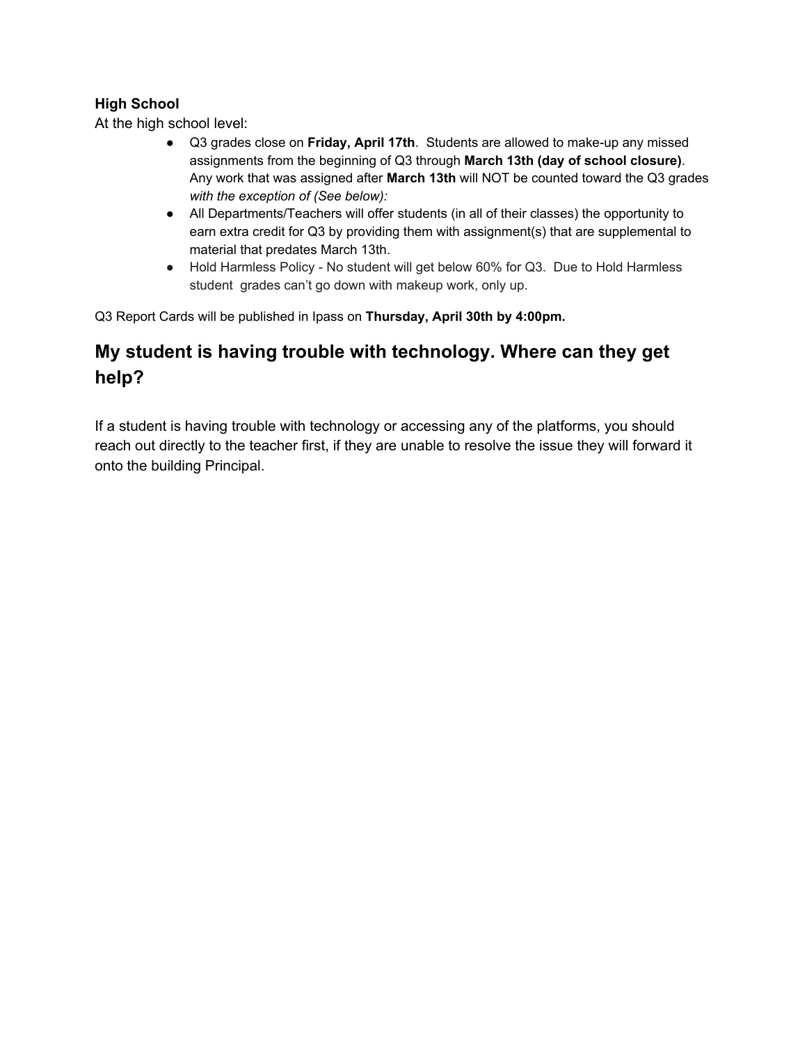**High School**

At the high school level:

- Q3 grades close on **Friday, April 17th**. Students are allowed to make-up any missed assignments from the beginning of Q3 through **March 13th (day of school closure)**. Any work that was assigned after **March 13th** will NOT be counted toward the Q3 grades *with the exception of (See below):*
- All Departments/Teachers will offer students (in all of their classes) the opportunity to earn extra credit for Q3 by providing them with assignment(s) that are supplemental to material that predates March 13th.
- Hold Harmless Policy - No student will get below 60% for Q3. Due to Hold Harmless student grades can't go down with makeup work, only up.

Q3 Report Cards will be published in Ipass on **Thursday, April 30th by 4:00pm.**

## My student is having trouble with technology. Where can they get help?

If a student is having trouble with technology or accessing any of the platforms, you should reach out directly to the teacher first, if they are unable to resolve the issue they will forward it onto the building Principal.